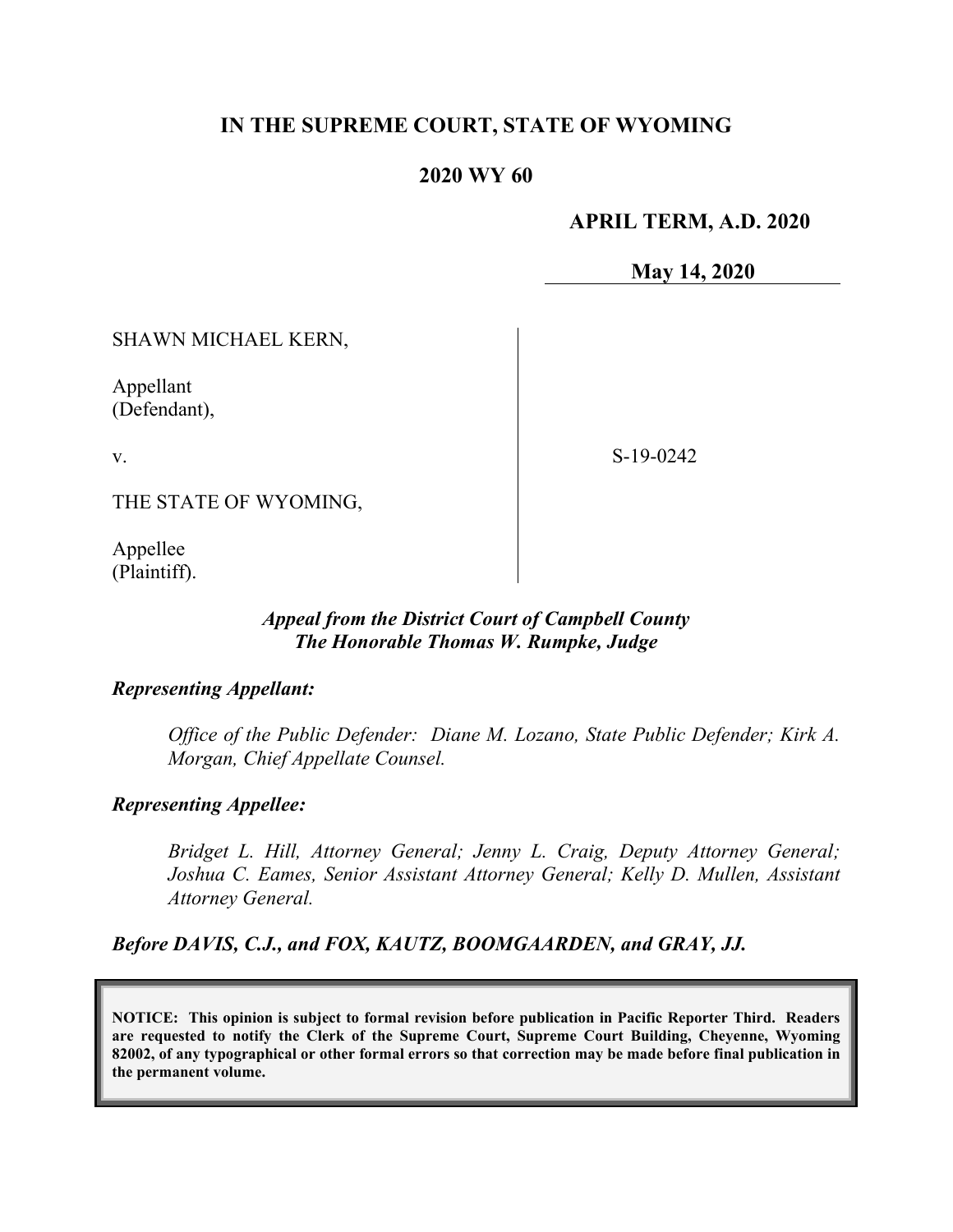# IN THE SUPREME COURT, STATE OF WYOMING

## 2020 WY 60

**APRIL TERM, A.D. 2020**

**May 14, 2020**

SHAWN MICHAEL KERN,

Appellant
(Defendant),

v.

THE STATE OF WYOMING,

Appellee
(Plaintiff).

S-19-0242

***Appeal from the District Court of Campbell County***
***The Honorable Thomas W. Rumpke, Judge***

***Representing Appellant:***

*Office of the Public Defender: Diane M. Lozano, State Public Defender; Kirk A. Morgan, Chief Appellate Counsel.*

***Representing Appellee:***

*Bridget L. Hill, Attorney General; Jenny L. Craig, Deputy Attorney General; Joshua C. Eames, Senior Assistant Attorney General; Kelly D. Mullen, Assistant Attorney General.*

***Before DAVIS, C.J., and FOX, KAUTZ, BOOMGAARDEN, and GRAY, JJ.***

**NOTICE: This opinion is subject to formal revision before publication in Pacific Reporter Third. Readers are requested to notify the Clerk of the Supreme Court, Supreme Court Building, Cheyenne, Wyoming 82002, of any typographical or other formal errors so that correction may be made before final publication in the permanent volume.**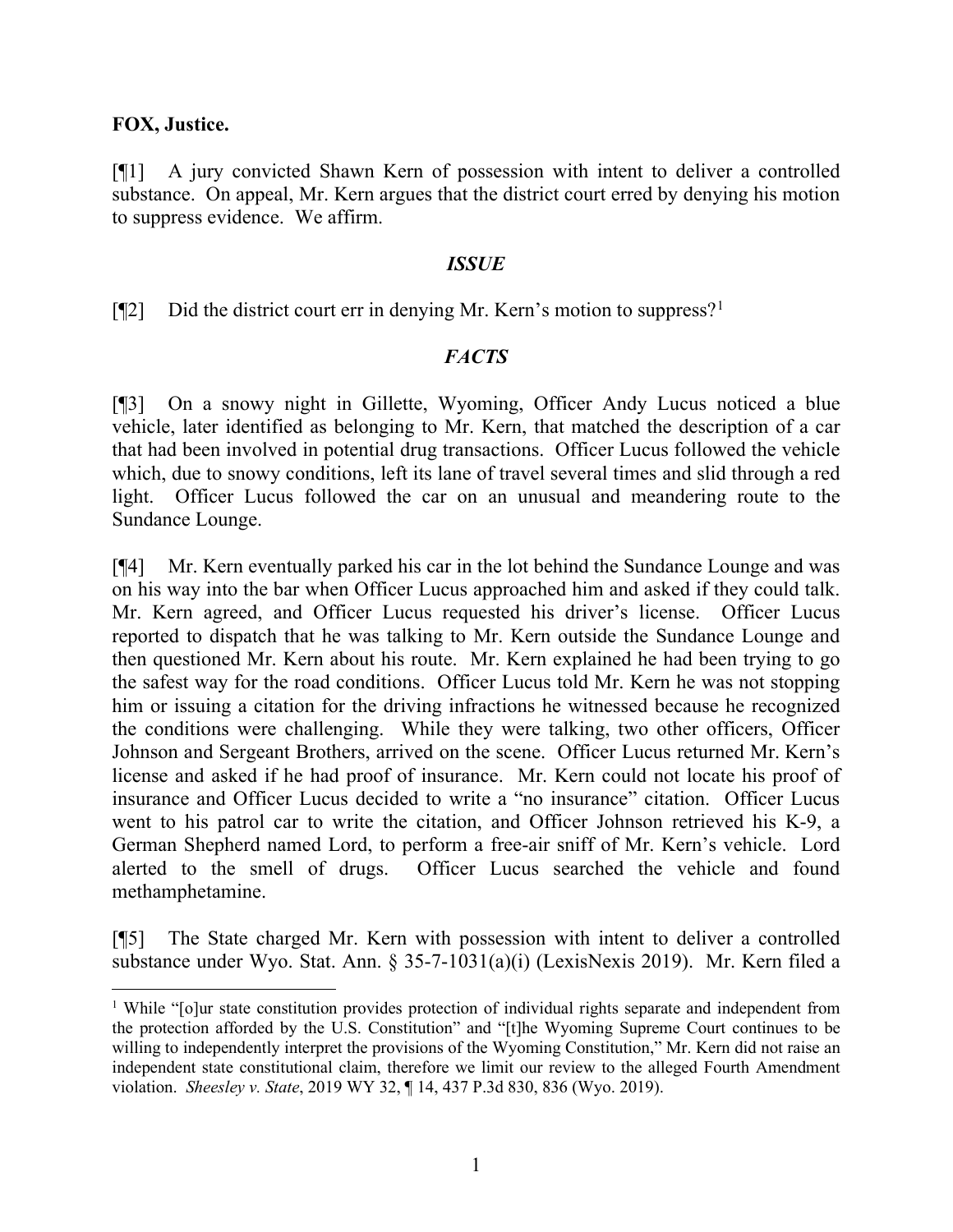**FOX, Justice.**

[¶1] A jury convicted Shawn Kern of possession with intent to deliver a controlled substance. On appeal, Mr. Kern argues that the district court erred by denying his motion to suppress evidence. We affirm.

### *ISSUE*

[¶2] Did the district court err in denying Mr. Kern's motion to suppress?[1]

### *FACTS*

[¶3] On a snowy night in Gillette, Wyoming, Officer Andy Lucus noticed a blue vehicle, later identified as belonging to Mr. Kern, that matched the description of a car that had been involved in potential drug transactions. Officer Lucus followed the vehicle which, due to snowy conditions, left its lane of travel several times and slid through a red light. Officer Lucus followed the car on an unusual and meandering route to the Sundance Lounge.

[¶4] Mr. Kern eventually parked his car in the lot behind the Sundance Lounge and was on his way into the bar when Officer Lucus approached him and asked if they could talk. Mr. Kern agreed, and Officer Lucus requested his driver's license. Officer Lucus reported to dispatch that he was talking to Mr. Kern outside the Sundance Lounge and then questioned Mr. Kern about his route. Mr. Kern explained he had been trying to go the safest way for the road conditions. Officer Lucus told Mr. Kern he was not stopping him or issuing a citation for the driving infractions he witnessed because he recognized the conditions were challenging. While they were talking, two other officers, Officer Johnson and Sergeant Brothers, arrived on the scene. Officer Lucus returned Mr. Kern's license and asked if he had proof of insurance. Mr. Kern could not locate his proof of insurance and Officer Lucus decided to write a "no insurance" citation. Officer Lucus went to his patrol car to write the citation, and Officer Johnson retrieved his K-9, a German Shepherd named Lord, to perform a free-air sniff of Mr. Kern's vehicle. Lord alerted to the smell of drugs. Officer Lucus searched the vehicle and found methamphetamine.

[¶5] The State charged Mr. Kern with possession with intent to deliver a controlled substance under Wyo. Stat. Ann. § 35-7-1031(a)(i) (LexisNexis 2019). Mr. Kern filed a

---

[1] While "[o]ur state constitution provides protection of individual rights separate and independent from the protection afforded by the U.S. Constitution" and "[t]he Wyoming Supreme Court continues to be willing to independently interpret the provisions of the Wyoming Constitution," Mr. Kern did not raise an independent state constitutional claim, therefore we limit our review to the alleged Fourth Amendment violation. *Sheesley v. State*, 2019 WY 32, ¶ 14, 437 P.3d 830, 836 (Wyo. 2019).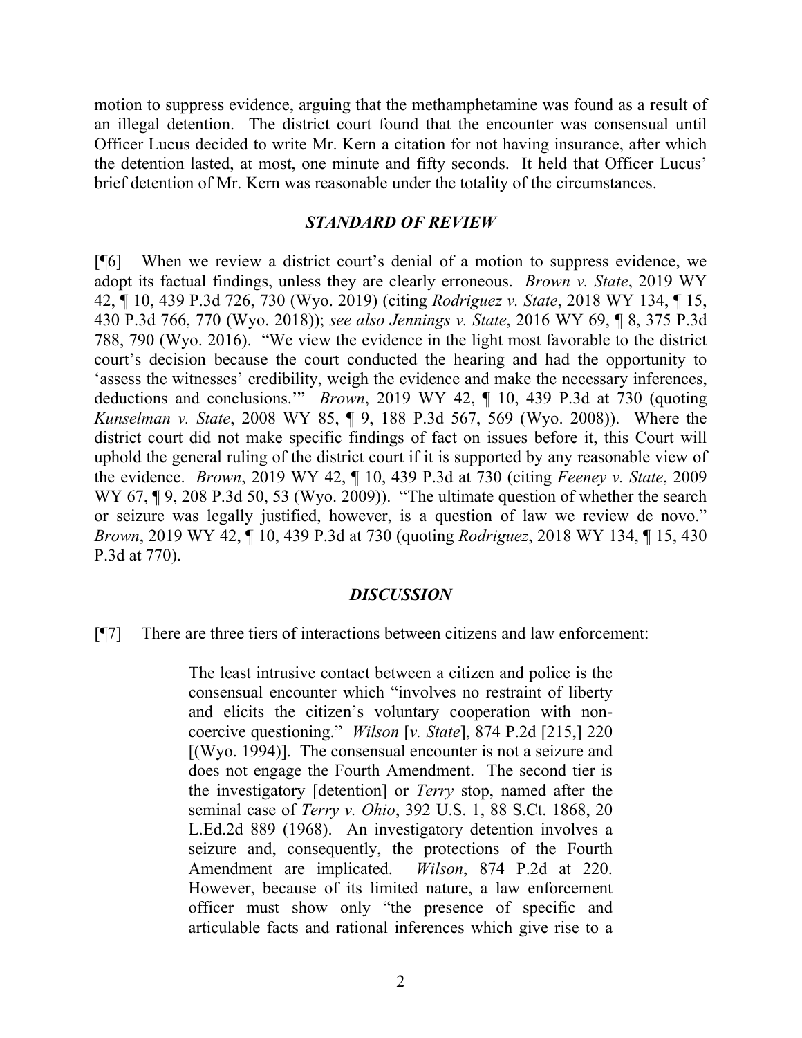motion to suppress evidence, arguing that the methamphetamine was found as a result of an illegal detention. The district court found that the encounter was consensual until Officer Lucus decided to write Mr. Kern a citation for not having insurance, after which the detention lasted, at most, one minute and fifty seconds. It held that Officer Lucus' brief detention of Mr. Kern was reasonable under the totality of the circumstances.

### *STANDARD OF REVIEW*

[¶6] When we review a district court's denial of a motion to suppress evidence, we adopt its factual findings, unless they are clearly erroneous. *Brown v. State*, 2019 WY 42, ¶ 10, 439 P.3d 726, 730 (Wyo. 2019) (citing *Rodriguez v. State*, 2018 WY 134, ¶ 15, 430 P.3d 766, 770 (Wyo. 2018)); *see also Jennings v. State*, 2016 WY 69, ¶ 8, 375 P.3d 788, 790 (Wyo. 2016). "We view the evidence in the light most favorable to the district court's decision because the court conducted the hearing and had the opportunity to 'assess the witnesses' credibility, weigh the evidence and make the necessary inferences, deductions and conclusions.'" *Brown*, 2019 WY 42, ¶ 10, 439 P.3d at 730 (quoting *Kunselman v. State*, 2008 WY 85, ¶ 9, 188 P.3d 567, 569 (Wyo. 2008)). Where the district court did not make specific findings of fact on issues before it, this Court will uphold the general ruling of the district court if it is supported by any reasonable view of the evidence. *Brown*, 2019 WY 42, ¶ 10, 439 P.3d at 730 (citing *Feeney v. State*, 2009 WY 67, ¶ 9, 208 P.3d 50, 53 (Wyo. 2009)). "The ultimate question of whether the search or seizure was legally justified, however, is a question of law we review de novo." *Brown*, 2019 WY 42, ¶ 10, 439 P.3d at 730 (quoting *Rodriguez*, 2018 WY 134, ¶ 15, 430 P.3d at 770).

### *DISCUSSION*

[¶7] There are three tiers of interactions between citizens and law enforcement:

> The least intrusive contact between a citizen and police is the consensual encounter which "involves no restraint of liberty and elicits the citizen's voluntary cooperation with non-coercive questioning." *Wilson* [*v. State*], 874 P.2d [215,] 220 [(Wyo. 1994)]. The consensual encounter is not a seizure and does not engage the Fourth Amendment. The second tier is the investigatory [detention] or *Terry* stop, named after the seminal case of *Terry v. Ohio*, 392 U.S. 1, 88 S.Ct. 1868, 20 L.Ed.2d 889 (1968). An investigatory detention involves a seizure and, consequently, the protections of the Fourth Amendment are implicated. *Wilson*, 874 P.2d at 220. However, because of its limited nature, a law enforcement officer must show only "the presence of specific and articulable facts and rational inferences which give rise to a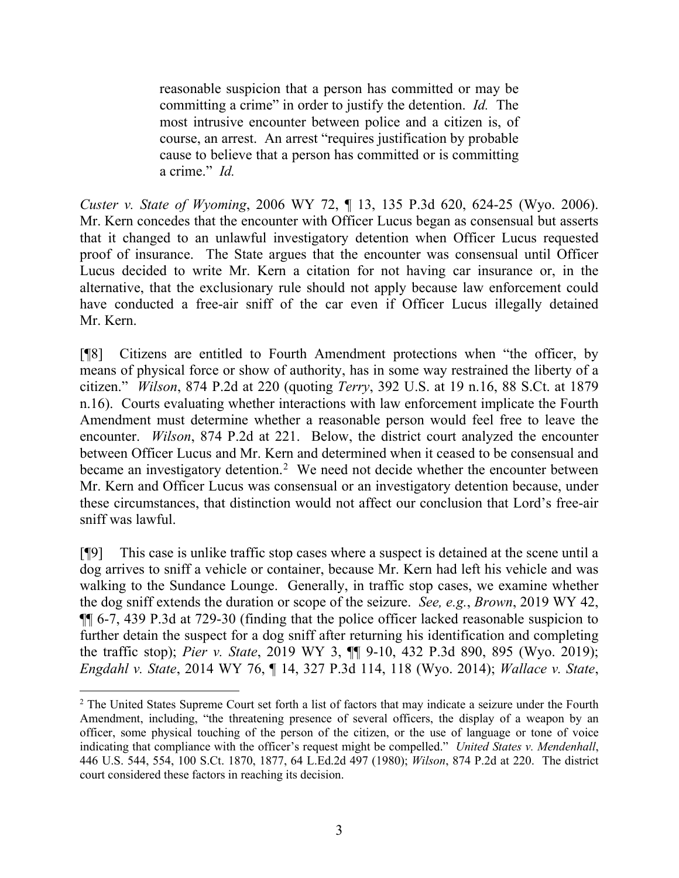> reasonable suspicion that a person has committed or may be committing a crime" in order to justify the detention. *Id.* The most intrusive encounter between police and a citizen is, of course, an arrest. An arrest "requires justification by probable cause to believe that a person has committed or is committing a crime." *Id.*

*Custer v. State of Wyoming*, 2006 WY 72, ¶ 13, 135 P.3d 620, 624-25 (Wyo. 2006). Mr. Kern concedes that the encounter with Officer Lucus began as consensual but asserts that it changed to an unlawful investigatory detention when Officer Lucus requested proof of insurance. The State argues that the encounter was consensual until Officer Lucus decided to write Mr. Kern a citation for not having car insurance or, in the alternative, that the exclusionary rule should not apply because law enforcement could have conducted a free-air sniff of the car even if Officer Lucus illegally detained Mr. Kern.

[¶8] Citizens are entitled to Fourth Amendment protections when "the officer, by means of physical force or show of authority, has in some way restrained the liberty of a citizen." *Wilson*, 874 P.2d at 220 (quoting *Terry*, 392 U.S. at 19 n.16, 88 S.Ct. at 1879 n.16). Courts evaluating whether interactions with law enforcement implicate the Fourth Amendment must determine whether a reasonable person would feel free to leave the encounter. *Wilson*, 874 P.2d at 221. Below, the district court analyzed the encounter between Officer Lucus and Mr. Kern and determined when it ceased to be consensual and became an investigatory detention.[2] We need not decide whether the encounter between Mr. Kern and Officer Lucus was consensual or an investigatory detention because, under these circumstances, that distinction would not affect our conclusion that Lord's free-air sniff was lawful.

[¶9] This case is unlike traffic stop cases where a suspect is detained at the scene until a dog arrives to sniff a vehicle or container, because Mr. Kern had left his vehicle and was walking to the Sundance Lounge. Generally, in traffic stop cases, we examine whether the dog sniff extends the duration or scope of the seizure. *See, e.g.*, *Brown*, 2019 WY 42, ¶¶ 6-7, 439 P.3d at 729-30 (finding that the police officer lacked reasonable suspicion to further detain the suspect for a dog sniff after returning his identification and completing the traffic stop); *Pier v. State*, 2019 WY 3, ¶¶ 9-10, 432 P.3d 890, 895 (Wyo. 2019); *Engdahl v. State*, 2014 WY 76, ¶ 14, 327 P.3d 114, 118 (Wyo. 2014); *Wallace v. State*,

---

[2] The United States Supreme Court set forth a list of factors that may indicate a seizure under the Fourth Amendment, including, "the threatening presence of several officers, the display of a weapon by an officer, some physical touching of the person of the citizen, or the use of language or tone of voice indicating that compliance with the officer's request might be compelled." *United States v. Mendenhall*, 446 U.S. 544, 554, 100 S.Ct. 1870, 1877, 64 L.Ed.2d 497 (1980); *Wilson*, 874 P.2d at 220. The district court considered these factors in reaching its decision.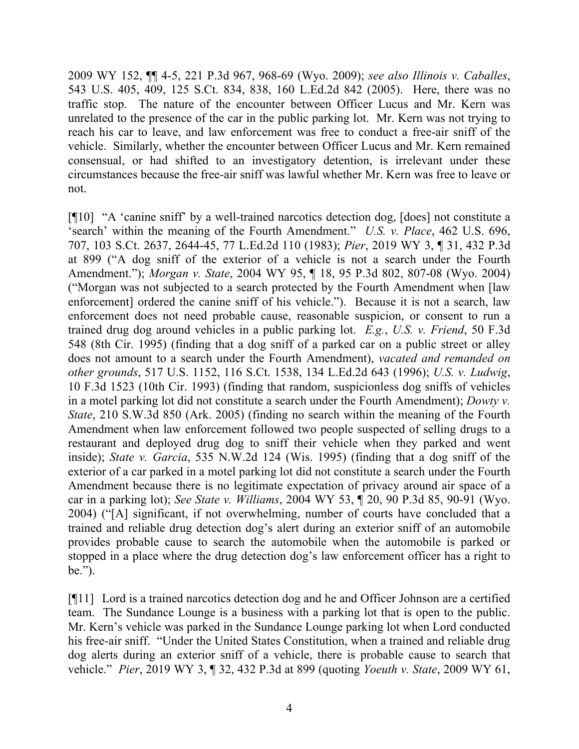2009 WY 152, ¶¶ 4-5, 221 P.3d 967, 968-69 (Wyo. 2009); *see also Illinois v. Caballes*, 543 U.S. 405, 409, 125 S.Ct. 834, 838, 160 L.Ed.2d 842 (2005). Here, there was no traffic stop. The nature of the encounter between Officer Lucus and Mr. Kern was unrelated to the presence of the car in the public parking lot. Mr. Kern was not trying to reach his car to leave, and law enforcement was free to conduct a free-air sniff of the vehicle. Similarly, whether the encounter between Officer Lucus and Mr. Kern remained consensual, or had shifted to an investigatory detention, is irrelevant under these circumstances because the free-air sniff was lawful whether Mr. Kern was free to leave or not.

[¶10] "A 'canine sniff' by a well-trained narcotics detection dog, [does] not constitute a 'search' within the meaning of the Fourth Amendment." *U.S. v. Place*, 462 U.S. 696, 707, 103 S.Ct. 2637, 2644-45, 77 L.Ed.2d 110 (1983); *Pier*, 2019 WY 3, ¶ 31, 432 P.3d at 899 ("A dog sniff of the exterior of a vehicle is not a search under the Fourth Amendment."); *Morgan v. State*, 2004 WY 95, ¶ 18, 95 P.3d 802, 807-08 (Wyo. 2004) ("Morgan was not subjected to a search protected by the Fourth Amendment when [law enforcement] ordered the canine sniff of his vehicle."). Because it is not a search, law enforcement does not need probable cause, reasonable suspicion, or consent to run a trained drug dog around vehicles in a public parking lot. *E.g.*, *U.S. v. Friend*, 50 F.3d 548 (8th Cir. 1995) (finding that a dog sniff of a parked car on a public street or alley does not amount to a search under the Fourth Amendment), *vacated and remanded on other grounds*, 517 U.S. 1152, 116 S.Ct. 1538, 134 L.Ed.2d 643 (1996); *U.S. v. Ludwig*, 10 F.3d 1523 (10th Cir. 1993) (finding that random, suspicionless dog sniffs of vehicles in a motel parking lot did not constitute a search under the Fourth Amendment); *Dowty v. State*, 210 S.W.3d 850 (Ark. 2005) (finding no search within the meaning of the Fourth Amendment when law enforcement followed two people suspected of selling drugs to a restaurant and deployed drug dog to sniff their vehicle when they parked and went inside); *State v. Garcia*, 535 N.W.2d 124 (Wis. 1995) (finding that a dog sniff of the exterior of a car parked in a motel parking lot did not constitute a search under the Fourth Amendment because there is no legitimate expectation of privacy around air space of a car in a parking lot); *See State v. Williams*, 2004 WY 53, ¶ 20, 90 P.3d 85, 90-91 (Wyo. 2004) ("[A] significant, if not overwhelming, number of courts have concluded that a trained and reliable drug detection dog's alert during an exterior sniff of an automobile provides probable cause to search the automobile when the automobile is parked or stopped in a place where the drug detection dog's law enforcement officer has a right to be.").

[¶11] Lord is a trained narcotics detection dog and he and Officer Johnson are a certified team. The Sundance Lounge is a business with a parking lot that is open to the public. Mr. Kern's vehicle was parked in the Sundance Lounge parking lot when Lord conducted his free-air sniff. "Under the United States Constitution, when a trained and reliable drug dog alerts during an exterior sniff of a vehicle, there is probable cause to search that vehicle." *Pier*, 2019 WY 3, ¶ 32, 432 P.3d at 899 (quoting *Yoeuth v. State*, 2009 WY 61,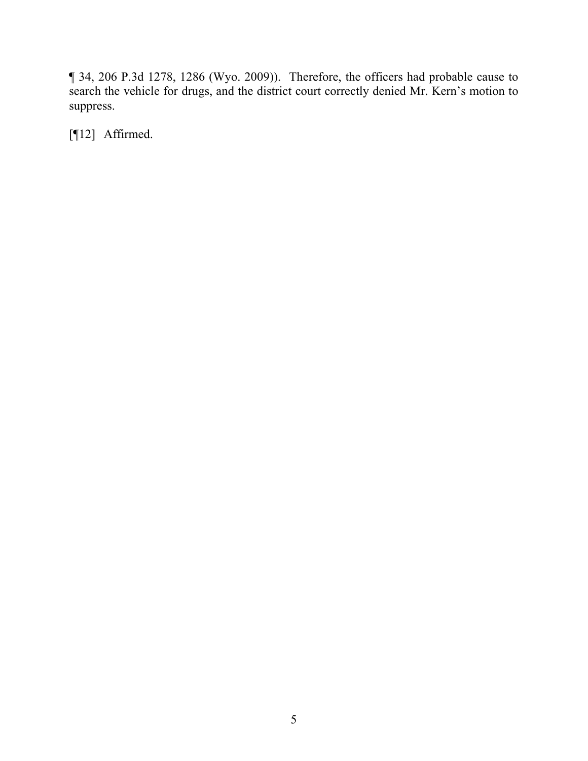¶ 34, 206 P.3d 1278, 1286 (Wyo. 2009)). Therefore, the officers had probable cause to search the vehicle for drugs, and the district court correctly denied Mr. Kern's motion to suppress.

[¶12] Affirmed.